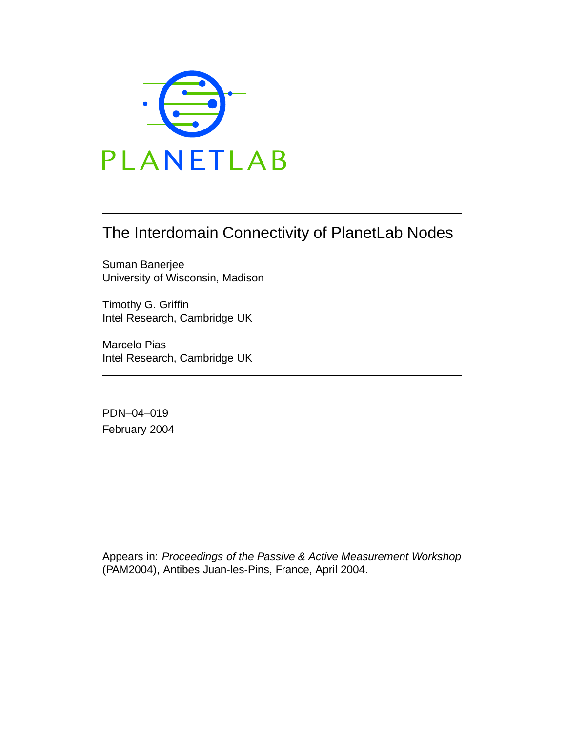PLANETLAB

# The Interdomain Connectivity of PlanetLab Nodes

Suman Banerjee
University of Wisconsin, Madison

Timothy G. Griffin
Intel Research, Cambridge UK

Marcelo Pias
Intel Research, Cambridge UK

PDN–04–019
February 2004

Appears in: *Proceedings of the Passive & Active Measurement Workshop* (PAM2004), Antibes Juan-les-Pins, France, April 2004.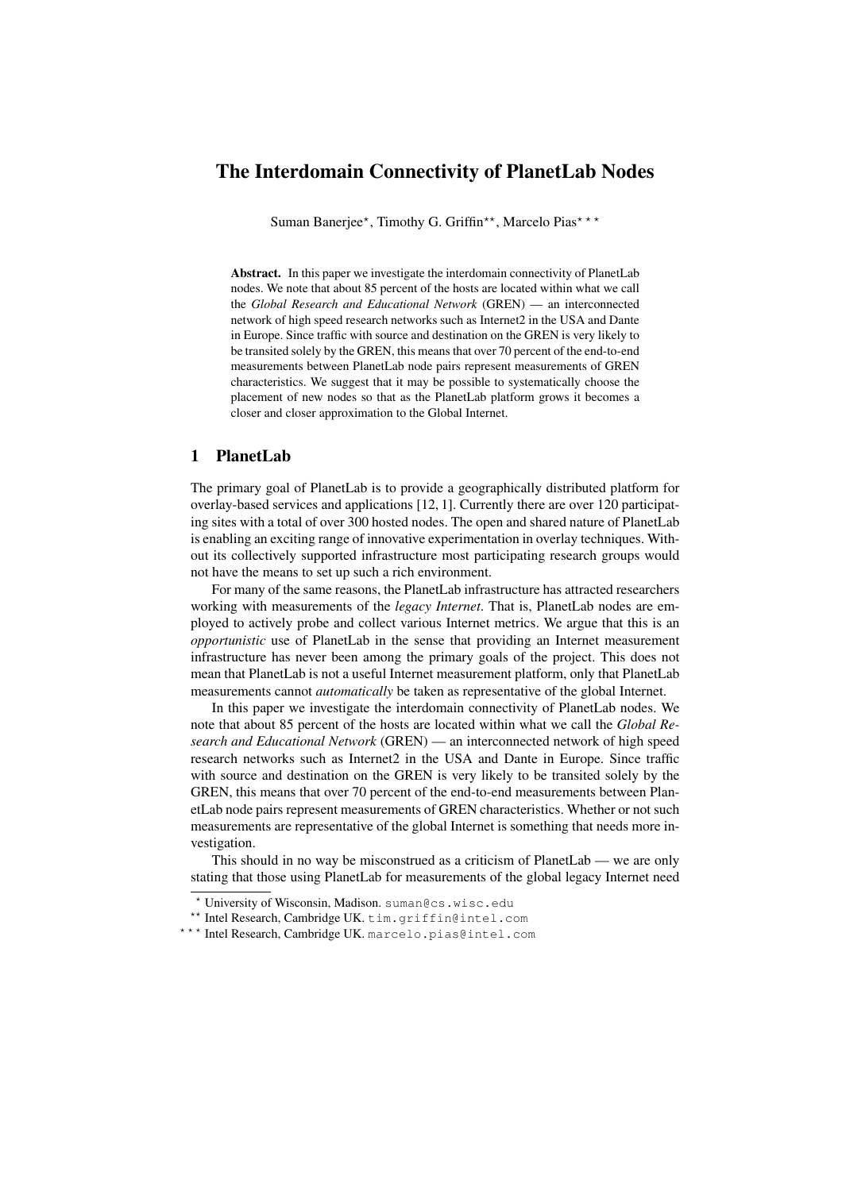# The Interdomain Connectivity of PlanetLab Nodes

Suman Banerjee*, Timothy G. Griffin**, Marcelo Pias***

**Abstract.** In this paper we investigate the interdomain connectivity of PlanetLab nodes. We note that about 85 percent of the hosts are located within what we call the *Global Research and Educational Network* (GREN) — an interconnected network of high speed research networks such as Internet2 in the USA and Dante in Europe. Since traffic with source and destination on the GREN is very likely to be transited solely by the GREN, this means that over 70 percent of the end-to-end measurements between PlanetLab node pairs represent measurements of GREN characteristics. We suggest that it may be possible to systematically choose the placement of new nodes so that as the PlanetLab platform grows it becomes a closer and closer approximation to the Global Internet.

## 1 PlanetLab

The primary goal of PlanetLab is to provide a geographically distributed platform for overlay-based services and applications [12, 1]. Currently there are over 120 participating sites with a total of over 300 hosted nodes. The open and shared nature of PlanetLab is enabling an exciting range of innovative experimentation in overlay techniques. Without its collectively supported infrastructure most participating research groups would not have the means to set up such a rich environment.

For many of the same reasons, the PlanetLab infrastructure has attracted researchers working with measurements of the *legacy Internet*. That is, PlanetLab nodes are employed to actively probe and collect various Internet metrics. We argue that this is an *opportunistic* use of PlanetLab in the sense that providing an Internet measurement infrastructure has never been among the primary goals of the project. This does not mean that PlanetLab is not a useful Internet measurement platform, only that PlanetLab measurements cannot *automatically* be taken as representative of the global Internet.

In this paper we investigate the interdomain connectivity of PlanetLab nodes. We note that about 85 percent of the hosts are located within what we call the *Global Research and Educational Network* (GREN) — an interconnected network of high speed research networks such as Internet2 in the USA and Dante in Europe. Since traffic with source and destination on the GREN is very likely to be transited solely by the GREN, this means that over 70 percent of the end-to-end measurements between PlanetLab node pairs represent measurements of GREN characteristics. Whether or not such measurements are representative of the global Internet is something that needs more investigation.

This should in no way be misconstrued as a criticism of PlanetLab — we are only stating that those using PlanetLab for measurements of the global legacy Internet need

---

* University of Wisconsin, Madison. suman@cs.wisc.edu

** Intel Research, Cambridge UK. tim.griffin@intel.com

*** Intel Research, Cambridge UK. marcelo.pias@intel.com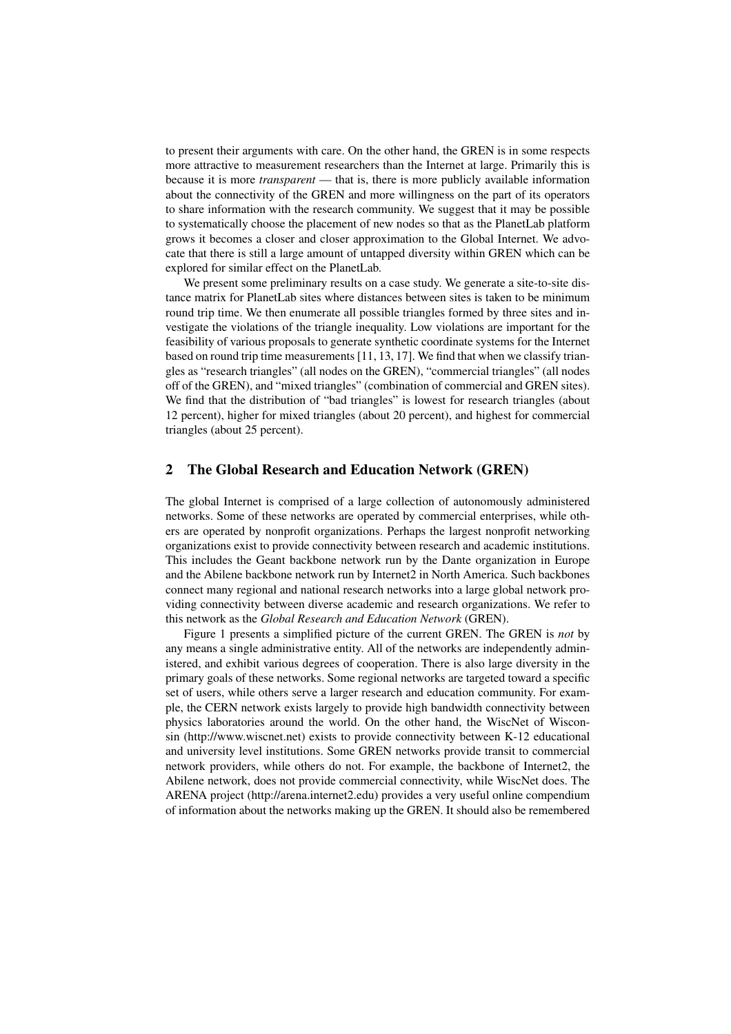to present their arguments with care. On the other hand, the GREN is in some respects more attractive to measurement researchers than the Internet at large. Primarily this is because it is more *transparent* — that is, there is more publicly available information about the connectivity of the GREN and more willingness on the part of its operators to share information with the research community. We suggest that it may be possible to systematically choose the placement of new nodes so that as the PlanetLab platform grows it becomes a closer and closer approximation to the Global Internet. We advocate that there is still a large amount of untapped diversity within GREN which can be explored for similar effect on the PlanetLab.

We present some preliminary results on a case study. We generate a site-to-site distance matrix for PlanetLab sites where distances between sites is taken to be minimum round trip time. We then enumerate all possible triangles formed by three sites and investigate the violations of the triangle inequality. Low violations are important for the feasibility of various proposals to generate synthetic coordinate systems for the Internet based on round trip time measurements [11, 13, 17]. We find that when we classify triangles as "research triangles" (all nodes on the GREN), "commercial triangles" (all nodes off of the GREN), and "mixed triangles" (combination of commercial and GREN sites). We find that the distribution of "bad triangles" is lowest for research triangles (about 12 percent), higher for mixed triangles (about 20 percent), and highest for commercial triangles (about 25 percent).

## 2 The Global Research and Education Network (GREN)

The global Internet is comprised of a large collection of autonomously administered networks. Some of these networks are operated by commercial enterprises, while others are operated by nonprofit organizations. Perhaps the largest nonprofit networking organizations exist to provide connectivity between research and academic institutions. This includes the Geant backbone network run by the Dante organization in Europe and the Abilene backbone network run by Internet2 in North America. Such backbones connect many regional and national research networks into a large global network providing connectivity between diverse academic and research organizations. We refer to this network as the *Global Research and Education Network* (GREN).

Figure 1 presents a simplified picture of the current GREN. The GREN is *not* by any means a single administrative entity. All of the networks are independently administered, and exhibit various degrees of cooperation. There is also large diversity in the primary goals of these networks. Some regional networks are targeted toward a specific set of users, while others serve a larger research and education community. For example, the CERN network exists largely to provide high bandwidth connectivity between physics laboratories around the world. On the other hand, the WiscNet of Wisconsin (http://www.wiscnet.net) exists to provide connectivity between K-12 educational and university level institutions. Some GREN networks provide transit to commercial network providers, while others do not. For example, the backbone of Internet2, the Abilene network, does not provide commercial connectivity, while WiscNet does. The ARENA project (http://arena.internet2.edu) provides a very useful online compendium of information about the networks making up the GREN. It should also be remembered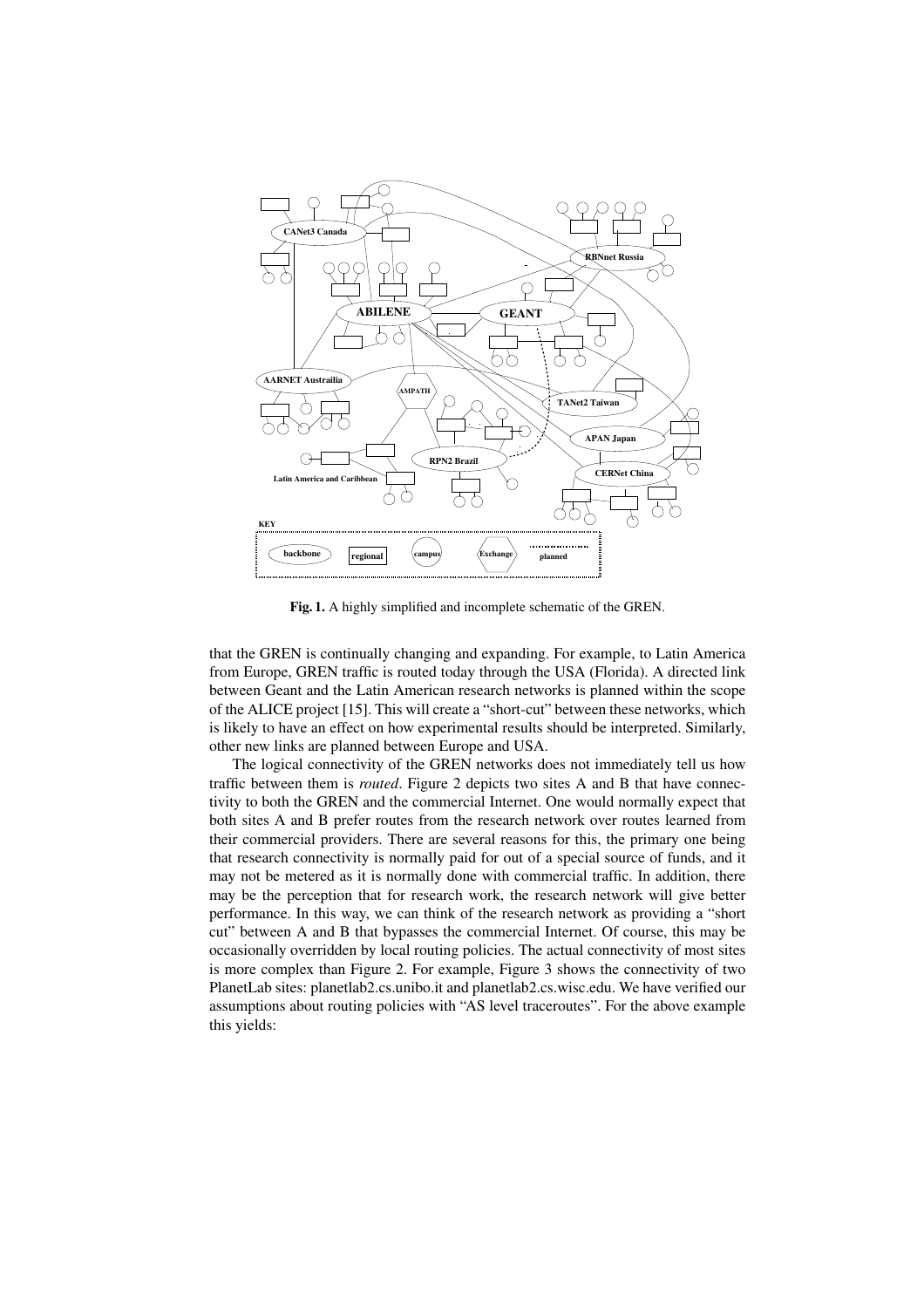**Fig. 1.** A highly simplified and incomplete schematic of the GREN.

that the GREN is continually changing and expanding. For example, to Latin America from Europe, GREN traffic is routed today through the USA (Florida). A directed link between Geant and the Latin American research networks is planned within the scope of the ALICE project [15]. This will create a "short-cut" between these networks, which is likely to have an effect on how experimental results should be interpreted. Similarly, other new links are planned between Europe and USA.

The logical connectivity of the GREN networks does not immediately tell us how traffic between them is *routed*. Figure 2 depicts two sites A and B that have connectivity to both the GREN and the commercial Internet. One would normally expect that both sites A and B prefer routes from the research network over routes learned from their commercial providers. There are several reasons for this, the primary one being that research connectivity is normally paid for out of a special source of funds, and it may not be metered as it is normally done with commercial traffic. In addition, there may be the perception that for research work, the research network will give better performance. In this way, we can think of the research network as providing a "short cut" between A and B that bypasses the commercial Internet. Of course, this may be occasionally overridden by local routing policies. The actual connectivity of most sites is more complex than Figure 2. For example, Figure 3 shows the connectivity of two PlanetLab sites: planetlab2.cs.unibo.it and planetlab2.cs.wisc.edu. We have verified our assumptions about routing policies with "AS level traceroutes". For the above example this yields: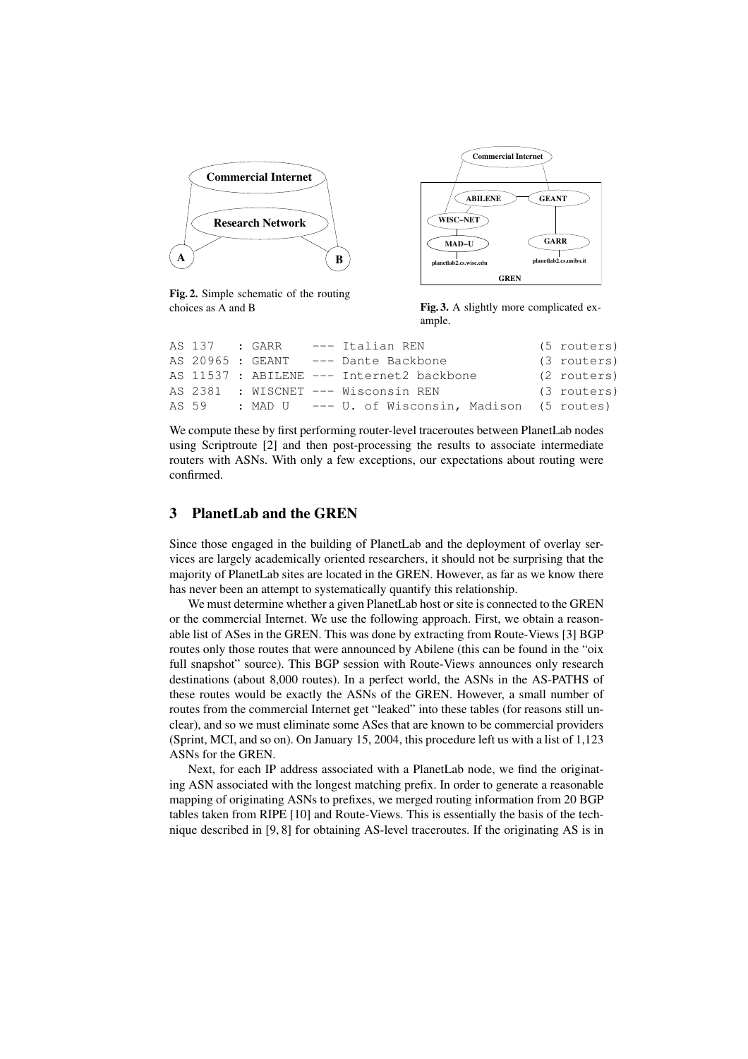Fig. 2. Simple schematic of the routing choices as A and B

Fig. 3. A slightly more complicated example.

```
AS 137   : GARR    --- Italian REN                  (5 routers)
AS 20965 : GEANT   --- Dante Backbone               (3 routers)
AS 11537 : ABILENE --- Internet2 backbone           (2 routers)
AS 2381  : WISCNET --- Wisconsin REN                (3 routers)
AS 59    : MAD U   --- U. of Wisconsin, Madison     (5 routes)
```

We compute these by first performing router-level traceroutes between PlanetLab nodes using Scriptroute [2] and then post-processing the results to associate intermediate routers with ASNs. With only a few exceptions, our expectations about routing were confirmed.

## 3 PlanetLab and the GREN

Since those engaged in the building of PlanetLab and the deployment of overlay services are largely academically oriented researchers, it should not be surprising that the majority of PlanetLab sites are located in the GREN. However, as far as we know there has never been an attempt to systematically quantify this relationship.

We must determine whether a given PlanetLab host or site is connected to the GREN or the commercial Internet. We use the following approach. First, we obtain a reasonable list of ASes in the GREN. This was done by extracting from Route-Views [3] BGP routes only those routes that were announced by Abilene (this can be found in the "oix full snapshot" source). This BGP session with Route-Views announces only research destinations (about 8,000 routes). In a perfect world, the ASNs in the AS-PATHS of these routes would be exactly the ASNs of the GREN. However, a small number of routes from the commercial Internet get "leaked" into these tables (for reasons still unclear), and so we must eliminate some ASes that are known to be commercial providers (Sprint, MCI, and so on). On January 15, 2004, this procedure left us with a list of 1,123 ASNs for the GREN.

Next, for each IP address associated with a PlanetLab node, we find the originating ASN associated with the longest matching prefix. In order to generate a reasonable mapping of originating ASNs to prefixes, we merged routing information from 20 BGP tables taken from RIPE [10] and Route-Views. This is essentially the basis of the technique described in [9, 8] for obtaining AS-level traceroutes. If the originating AS is in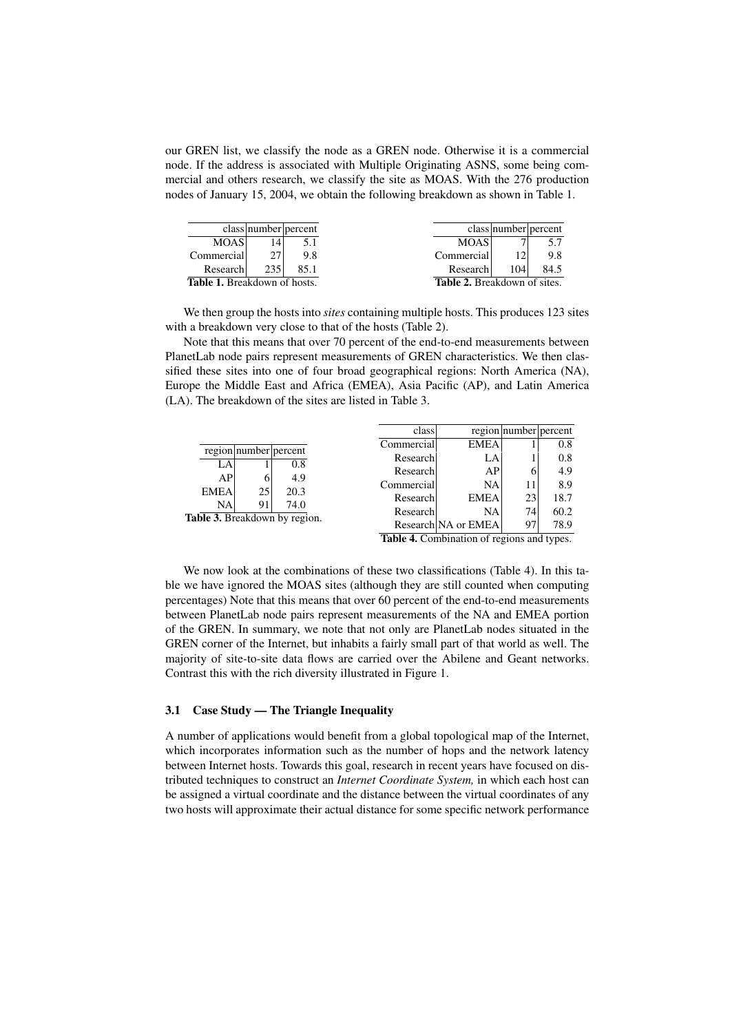our GREN list, we classify the node as a GREN node. Otherwise it is a commercial node. If the address is associated with Multiple Originating ASNS, some being commercial and others research, we classify the site as MOAS. With the 276 production nodes of January 15, 2004, we obtain the following breakdown as shown in Table 1.

| class | number | percent |
|---|---|---|
| MOAS | 14 | 5.1 |
| Commercial | 27 | 9.8 |
| Research | 235 | 85.1 |

**Table 1.** Breakdown of hosts.

| class | number | percent |
|---|---|---|
| MOAS | 7 | 5.7 |
| Commercial | 12 | 9.8 |
| Research | 104 | 84.5 |

**Table 2.** Breakdown of sites.

We then group the hosts into *sites* containing multiple hosts. This produces 123 sites with a breakdown very close to that of the hosts (Table 2).

Note that this means that over 70 percent of the end-to-end measurements between PlanetLab node pairs represent measurements of GREN characteristics. We then classified these sites into one of four broad geographical regions: North America (NA), Europe the Middle East and Africa (EMEA), Asia Pacific (AP), and Latin America (LA). The breakdown of the sites are listed in Table 3.

| region | number | percent |
|---|---|---|
| LA | 1 | 0.8 |
| AP | 6 | 4.9 |
| EMEA | 25 | 20.3 |
| NA | 91 | 74.0 |

**Table 3.** Breakdown by region.

| class | region | number | percent |
|---|---|---|---|
| Commercial | EMEA | 1 | 0.8 |
| Research | LA | 1 | 0.8 |
| Research | AP | 6 | 4.9 |
| Commercial | NA | 11 | 8.9 |
| Research | EMEA | 23 | 18.7 |
| Research | NA | 74 | 60.2 |
| Research | NA or EMEA | 97 | 78.9 |

**Table 4.** Combination of regions and types.

We now look at the combinations of these two classifications (Table 4). In this table we have ignored the MOAS sites (although they are still counted when computing percentages) Note that this means that over 60 percent of the end-to-end measurements between PlanetLab node pairs represent measurements of the NA and EMEA portion of the GREN. In summary, we note that not only are PlanetLab nodes situated in the GREN corner of the Internet, but inhabits a fairly small part of that world as well. The majority of site-to-site data flows are carried over the Abilene and Geant networks. Contrast this with the rich diversity illustrated in Figure 1.

### 3.1 Case Study — The Triangle Inequality

A number of applications would benefit from a global topological map of the Internet, which incorporates information such as the number of hops and the network latency between Internet hosts. Towards this goal, research in recent years have focused on distributed techniques to construct an *Internet Coordinate System,* in which each host can be assigned a virtual coordinate and the distance between the virtual coordinates of any two hosts will approximate their actual distance for some specific network performance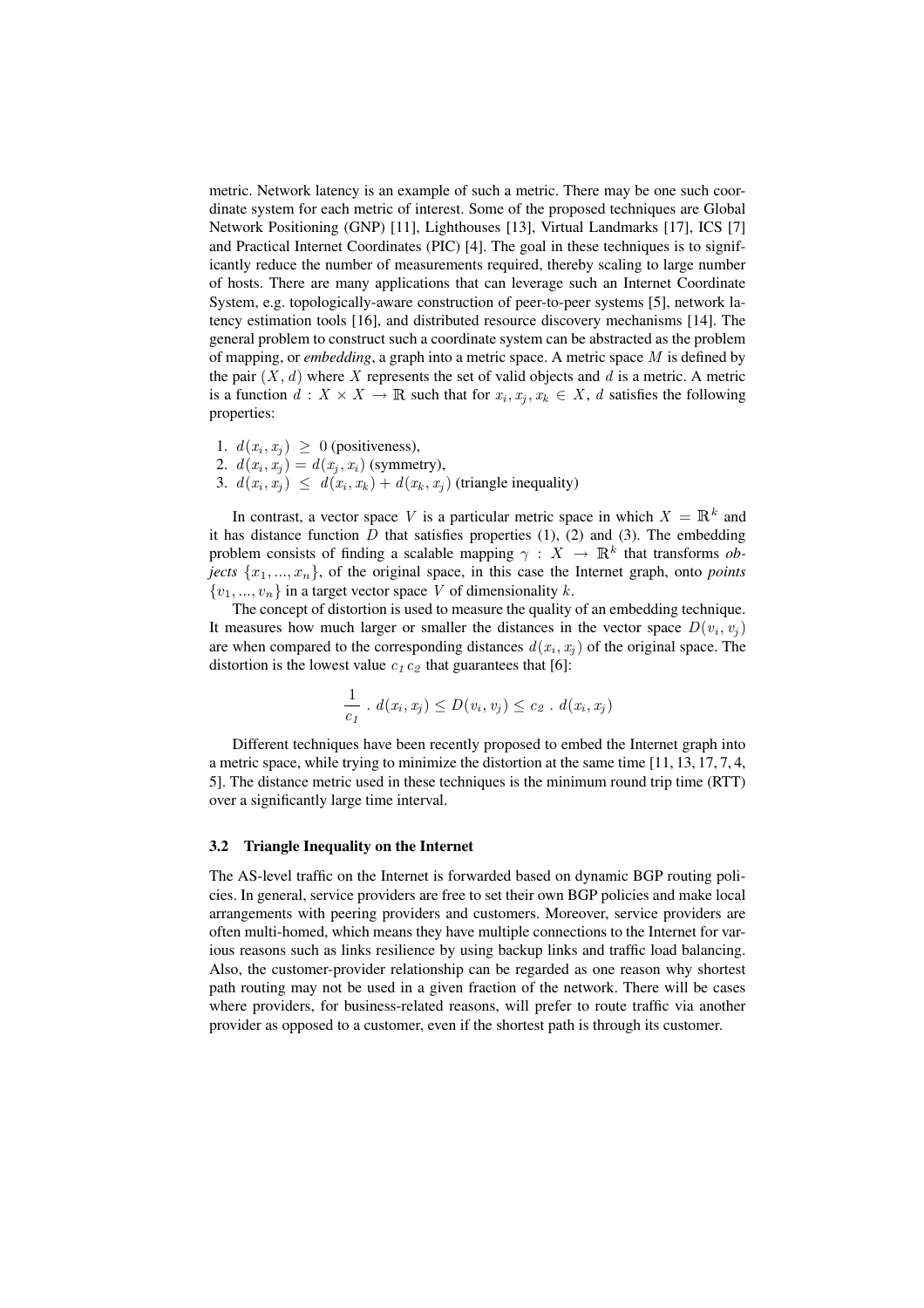metric. Network latency is an example of such a metric. There may be one such coordinate system for each metric of interest. Some of the proposed techniques are Global Network Positioning (GNP) [11], Lighthouses [13], Virtual Landmarks [17], ICS [7] and Practical Internet Coordinates (PIC) [4]. The goal in these techniques is to significantly reduce the number of measurements required, thereby scaling to large number of hosts. There are many applications that can leverage such an Internet Coordinate System, e.g. topologically-aware construction of peer-to-peer systems [5], network latency estimation tools [16], and distributed resource discovery mechanisms [14]. The general problem to construct such a coordinate system can be abstracted as the problem of mapping, or *embedding*, a graph into a metric space. A metric space $M$ is defined by the pair $(X, d)$ where $X$ represents the set of valid objects and $d$ is a metric. A metric is a function $d : X \times X \rightarrow \mathbb{R}$ such that for $x_i, x_j, x_k \in X$, $d$ satisfies the following properties:

1. $d(x_i, x_j) \geq 0$ (positiveness),
2. $d(x_i, x_j) = d(x_j, x_i)$ (symmetry),
3. $d(x_i, x_j) \leq d(x_i, x_k) + d(x_k, x_j)$ (triangle inequality)

In contrast, a vector space $V$ is a particular metric space in which $X = \mathbb{R}^k$ and it has distance function $D$ that satisfies properties (1), (2) and (3). The embedding problem consists of finding a scalable mapping $\gamma : X \rightarrow \mathbb{R}^k$ that transforms *objects* $\{x_1, ..., x_n\}$, of the original space, in this case the Internet graph, onto *points* $\{v_1, ..., v_n\}$ in a target vector space $V$ of dimensionality $k$.

The concept of distortion is used to measure the quality of an embedding technique. It measures how much larger or smaller the distances in the vector space $D(v_i, v_j)$ are when compared to the corresponding distances $d(x_i, x_j)$ of the original space. The distortion is the lowest value $c_1\, c_2$ that guarantees that [6]:

$$\frac{1}{c_1} \cdot d(x_i, x_j) \leq D(v_i, v_j) \leq c_2 \cdot d(x_i, x_j)$$

Different techniques have been recently proposed to embed the Internet graph into a metric space, while trying to minimize the distortion at the same time [11, 13, 17, 7, 4, 5]. The distance metric used in these techniques is the minimum round trip time (RTT) over a significantly large time interval.

### 3.2 Triangle Inequality on the Internet

The AS-level traffic on the Internet is forwarded based on dynamic BGP routing policies. In general, service providers are free to set their own BGP policies and make local arrangements with peering providers and customers. Moreover, service providers are often multi-homed, which means they have multiple connections to the Internet for various reasons such as links resilience by using backup links and traffic load balancing. Also, the customer-provider relationship can be regarded as one reason why shortest path routing may not be used in a given fraction of the network. There will be cases where providers, for business-related reasons, will prefer to route traffic via another provider as opposed to a customer, even if the shortest path is through its customer.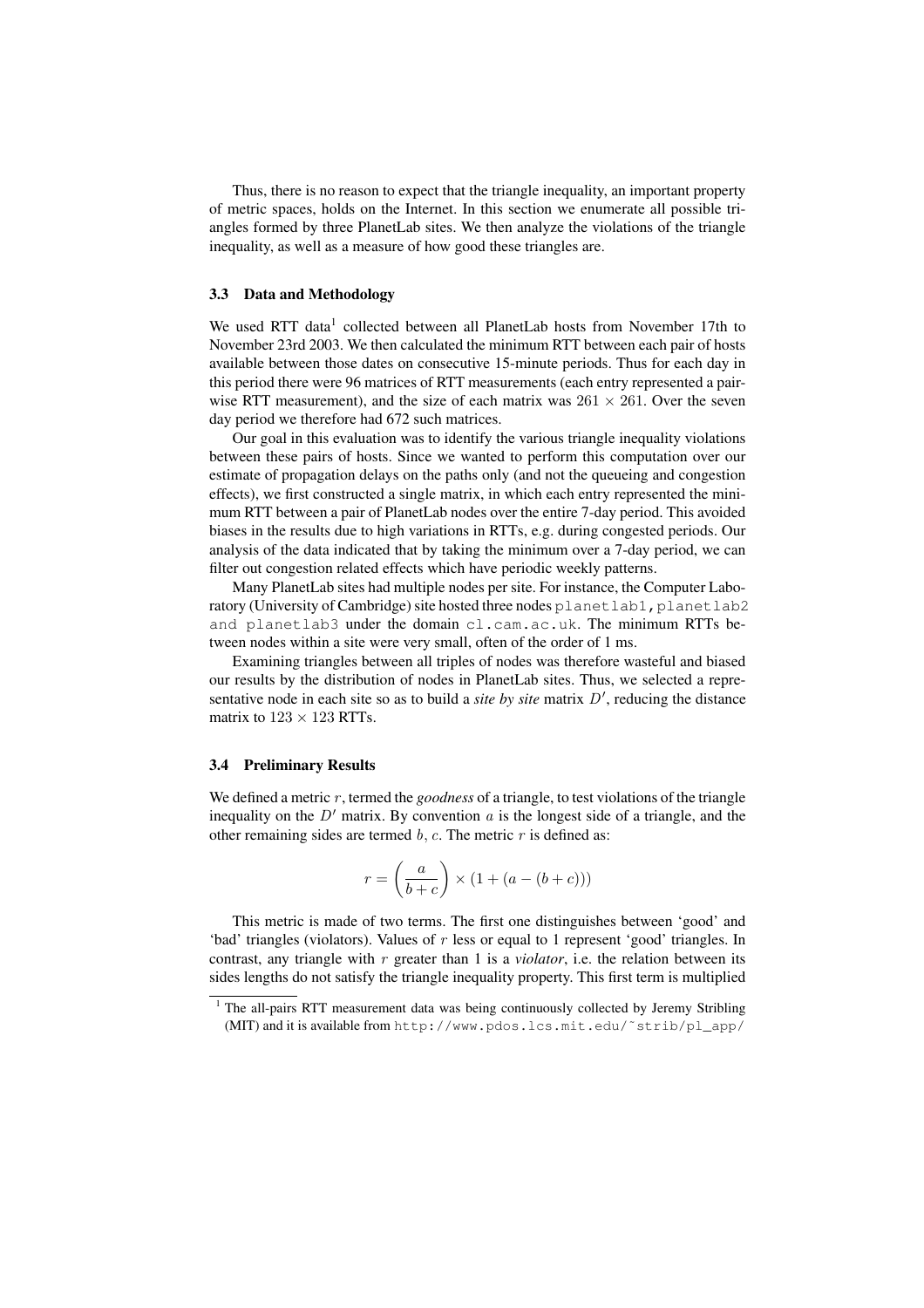Thus, there is no reason to expect that the triangle inequality, an important property of metric spaces, holds on the Internet. In this section we enumerate all possible triangles formed by three PlanetLab sites. We then analyze the violations of the triangle inequality, as well as a measure of how good these triangles are.

### 3.3 Data and Methodology

We used RTT data[1] collected between all PlanetLab hosts from November 17th to November 23rd 2003. We then calculated the minimum RTT between each pair of hosts available between those dates on consecutive 15-minute periods. Thus for each day in this period there were 96 matrices of RTT measurements (each entry represented a pairwise RTT measurement), and the size of each matrix was $261 \times 261$. Over the seven day period we therefore had 672 such matrices.

Our goal in this evaluation was to identify the various triangle inequality violations between these pairs of hosts. Since we wanted to perform this computation over our estimate of propagation delays on the paths only (and not the queueing and congestion effects), we first constructed a single matrix, in which each entry represented the minimum RTT between a pair of PlanetLab nodes over the entire 7-day period. This avoided biases in the results due to high variations in RTTs, e.g. during congested periods. Our analysis of the data indicated that by taking the minimum over a 7-day period, we can filter out congestion related effects which have periodic weekly patterns.

Many PlanetLab sites had multiple nodes per site. For instance, the Computer Laboratory (University of Cambridge) site hosted three nodes `planetlab1,planetlab2 and planetlab3` under the domain `cl.cam.ac.uk`. The minimum RTTs between nodes within a site were very small, often of the order of 1 ms.

Examining triangles between all triples of nodes was therefore wasteful and biased our results by the distribution of nodes in PlanetLab sites. Thus, we selected a representative node in each site so as to build a *site by site* matrix $D'$, reducing the distance matrix to $123 \times 123$ RTTs.

### 3.4 Preliminary Results

We defined a metric $r$, termed the *goodness* of a triangle, to test violations of the triangle inequality on the $D'$ matrix. By convention $a$ is the longest side of a triangle, and the other remaining sides are termed $b$, $c$. The metric $r$ is defined as:

$$r = \left(\frac{a}{b+c}\right) \times (1 + (a - (b+c)))$$

This metric is made of two terms. The first one distinguishes between 'good' and 'bad' triangles (violators). Values of $r$ less or equal to 1 represent 'good' triangles. In contrast, any triangle with $r$ greater than 1 is a *violator*, i.e. the relation between its sides lengths do not satisfy the triangle inequality property. This first term is multiplied

[1] The all-pairs RTT measurement data was being continuously collected by Jeremy Stribling (MIT) and it is available from `http://www.pdos.lcs.mit.edu/~strib/pl_app/`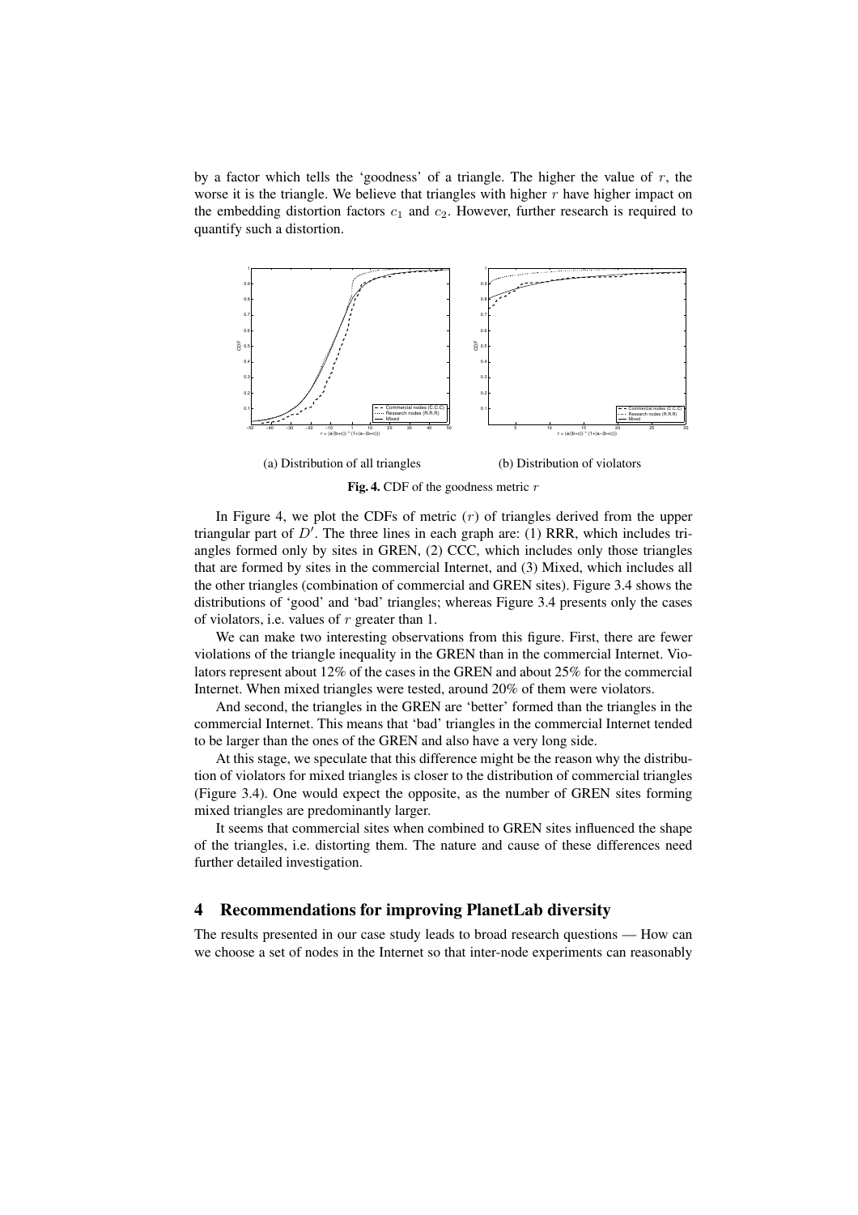by a factor which tells the 'goodness' of a triangle. The higher the value of $r$, the worse it is the triangle. We believe that triangles with higher $r$ have higher impact on the embedding distortion factors $c_1$ and $c_2$. However, further research is required to quantify such a distortion.

(a) Distribution of all triangles

(b) Distribution of violators

**Fig. 4.** CDF of the goodness metric $r$

In Figure 4, we plot the CDFs of metric ($r$) of triangles derived from the upper triangular part of $D'$. The three lines in each graph are: (1) RRR, which includes triangles formed only by sites in GREN, (2) CCC, which includes only those triangles that are formed by sites in the commercial Internet, and (3) Mixed, which includes all the other triangles (combination of commercial and GREN sites). Figure 3.4 shows the distributions of 'good' and 'bad' triangles; whereas Figure 3.4 presents only the cases of violators, i.e. values of $r$ greater than 1.

We can make two interesting observations from this figure. First, there are fewer violations of the triangle inequality in the GREN than in the commercial Internet. Violators represent about 12% of the cases in the GREN and about 25% for the commercial Internet. When mixed triangles were tested, around 20% of them were violators.

And second, the triangles in the GREN are 'better' formed than the triangles in the commercial Internet. This means that 'bad' triangles in the commercial Internet tended to be larger than the ones of the GREN and also have a very long side.

At this stage, we speculate that this difference might be the reason why the distribution of violators for mixed triangles is closer to the distribution of commercial triangles (Figure 3.4). One would expect the opposite, as the number of GREN sites forming mixed triangles are predominantly larger.

It seems that commercial sites when combined to GREN sites influenced the shape of the triangles, i.e. distorting them. The nature and cause of these differences need further detailed investigation.

## 4 Recommendations for improving PlanetLab diversity

The results presented in our case study leads to broad research questions — How can we choose a set of nodes in the Internet so that inter-node experiments can reasonably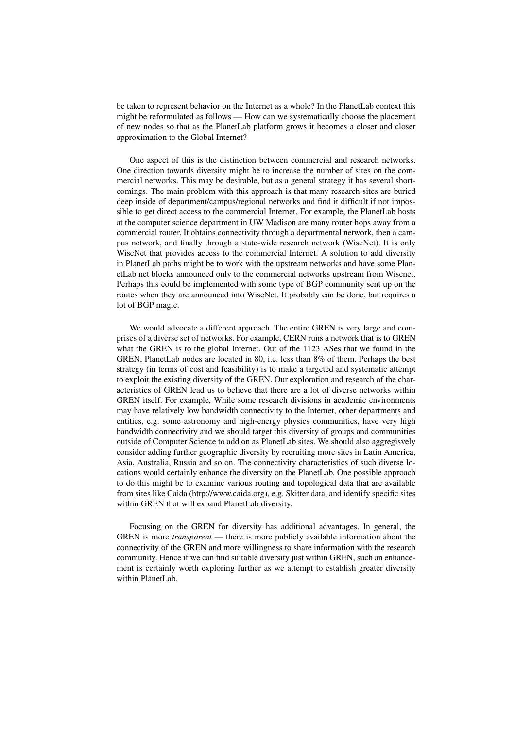be taken to represent behavior on the Internet as a whole? In the PlanetLab context this might be reformulated as follows — How can we systematically choose the placement of new nodes so that as the PlanetLab platform grows it becomes a closer and closer approximation to the Global Internet?

One aspect of this is the distinction between commercial and research networks. One direction towards diversity might be to increase the number of sites on the commercial networks. This may be desirable, but as a general strategy it has several shortcomings. The main problem with this approach is that many research sites are buried deep inside of department/campus/regional networks and find it difficult if not impossible to get direct access to the commercial Internet. For example, the PlanetLab hosts at the computer science department in UW Madison are many router hops away from a commercial router. It obtains connectivity through a departmental network, then a campus network, and finally through a state-wide research network (WiscNet). It is only WiscNet that provides access to the commercial Internet. A solution to add diversity in PlanetLab paths might be to work with the upstream networks and have some PlanetLab net blocks announced only to the commercial networks upstream from Wiscnet. Perhaps this could be implemented with some type of BGP community sent up on the routes when they are announced into WiscNet. It probably can be done, but requires a lot of BGP magic.

We would advocate a different approach. The entire GREN is very large and comprises of a diverse set of networks. For example, CERN runs a network that is to GREN what the GREN is to the global Internet. Out of the 1123 ASes that we found in the GREN, PlanetLab nodes are located in 80, i.e. less than 8% of them. Perhaps the best strategy (in terms of cost and feasibility) is to make a targeted and systematic attempt to exploit the existing diversity of the GREN. Our exploration and research of the characteristics of GREN lead us to believe that there are a lot of diverse networks within GREN itself. For example, While some research divisions in academic environments may have relatively low bandwidth connectivity to the Internet, other departments and entities, e.g. some astronomy and high-energy physics communities, have very high bandwidth connectivity and we should target this diversity of groups and communities outside of Computer Science to add on as PlanetLab sites. We should also aggregisvely consider adding further geographic diversity by recruiting more sites in Latin America, Asia, Australia, Russia and so on. The connectivity characteristics of such diverse locations would certainly enhance the diversity on the PlanetLab. One possible approach to do this might be to examine various routing and topological data that are available from sites like Caida (http://www.caida.org), e.g. Skitter data, and identify specific sites within GREN that will expand PlanetLab diversity.

Focusing on the GREN for diversity has additional advantages. In general, the GREN is more *transparent* — there is more publicly available information about the connectivity of the GREN and more willingness to share information with the research community. Hence if we can find suitable diversity just within GREN, such an enhancement is certainly worth exploring further as we attempt to establish greater diversity within PlanetLab.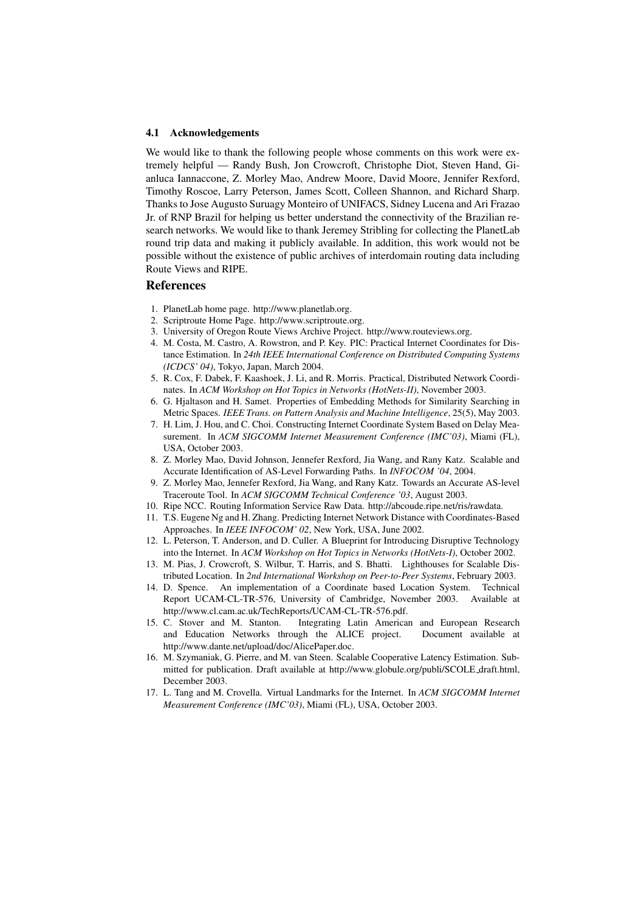### 4.1 Acknowledgements

We would like to thank the following people whose comments on this work were extremely helpful — Randy Bush, Jon Crowcroft, Christophe Diot, Steven Hand, Gianluca Iannaccone, Z. Morley Mao, Andrew Moore, David Moore, Jennifer Rexford, Timothy Roscoe, Larry Peterson, James Scott, Colleen Shannon, and Richard Sharp. Thanks to Jose Augusto Suruagy Monteiro of UNIFACS, Sidney Lucena and Ari Frazao Jr. of RNP Brazil for helping us better understand the connectivity of the Brazilian research networks. We would like to thank Jeremey Stribling for collecting the PlanetLab round trip data and making it publicly available. In addition, this work would not be possible without the existence of public archives of interdomain routing data including Route Views and RIPE.

## References

1. PlanetLab home page. http://www.planetlab.org.
2. Scriptroute Home Page. http://www.scriptroute.org.
3. University of Oregon Route Views Archive Project. http://www.routeviews.org.
4. M. Costa, M. Castro, A. Rowstron, and P. Key. PIC: Practical Internet Coordinates for Distance Estimation. In *24th IEEE International Conference on Distributed Computing Systems (ICDCS' 04)*, Tokyo, Japan, March 2004.
5. R. Cox, F. Dabek, F. Kaashoek, J. Li, and R. Morris. Practical, Distributed Network Coordinates. In *ACM Workshop on Hot Topics in Networks (HotNets-II)*, November 2003.
6. G. Hjaltason and H. Samet. Properties of Embedding Methods for Similarity Searching in Metric Spaces. *IEEE Trans. on Pattern Analysis and Machine Intelligence*, 25(5), May 2003.
7. H. Lim, J. Hou, and C. Choi. Constructing Internet Coordinate System Based on Delay Measurement. In *ACM SIGCOMM Internet Measurement Conference (IMC'03)*, Miami (FL), USA, October 2003.
8. Z. Morley Mao, David Johnson, Jennefer Rexford, Jia Wang, and Rany Katz. Scalable and Accurate Identification of AS-Level Forwarding Paths. In *INFOCOM '04*, 2004.
9. Z. Morley Mao, Jennefer Rexford, Jia Wang, and Rany Katz. Towards an Accurate AS-level Traceroute Tool. In *ACM SIGCOMM Technical Conference '03*, August 2003.
10. Ripe NCC. Routing Information Service Raw Data. http://abcoude.ripe.net/ris/rawdata.
11. T.S. Eugene Ng and H. Zhang. Predicting Internet Network Distance with Coordinates-Based Approaches. In *IEEE INFOCOM' 02*, New York, USA, June 2002.
12. L. Peterson, T. Anderson, and D. Culler. A Blueprint for Introducing Disruptive Technology into the Internet. In *ACM Workshop on Hot Topics in Networks (HotNets-I)*, October 2002.
13. M. Pias, J. Crowcroft, S. Wilbur, T. Harris, and S. Bhatti. Lighthouses for Scalable Distributed Location. In *2nd International Workshop on Peer-to-Peer Systems*, February 2003.
14. D. Spence. An implementation of a Coordinate based Location System. Technical Report UCAM-CL-TR-576, University of Cambridge, November 2003. Available at http://www.cl.cam.ac.uk/TechReports/UCAM-CL-TR-576.pdf.
15. C. Stover and M. Stanton. Integrating Latin American and European Research and Education Networks through the ALICE project. Document available at http://www.dante.net/upload/doc/AlicePaper.doc.
16. M. Szymaniak, G. Pierre, and M. van Steen. Scalable Cooperative Latency Estimation. Submitted for publication. Draft available at http://www.globule.org/publi/SCOLE_draft.html, December 2003.
17. L. Tang and M. Crovella. Virtual Landmarks for the Internet. In *ACM SIGCOMM Internet Measurement Conference (IMC'03)*, Miami (FL), USA, October 2003.